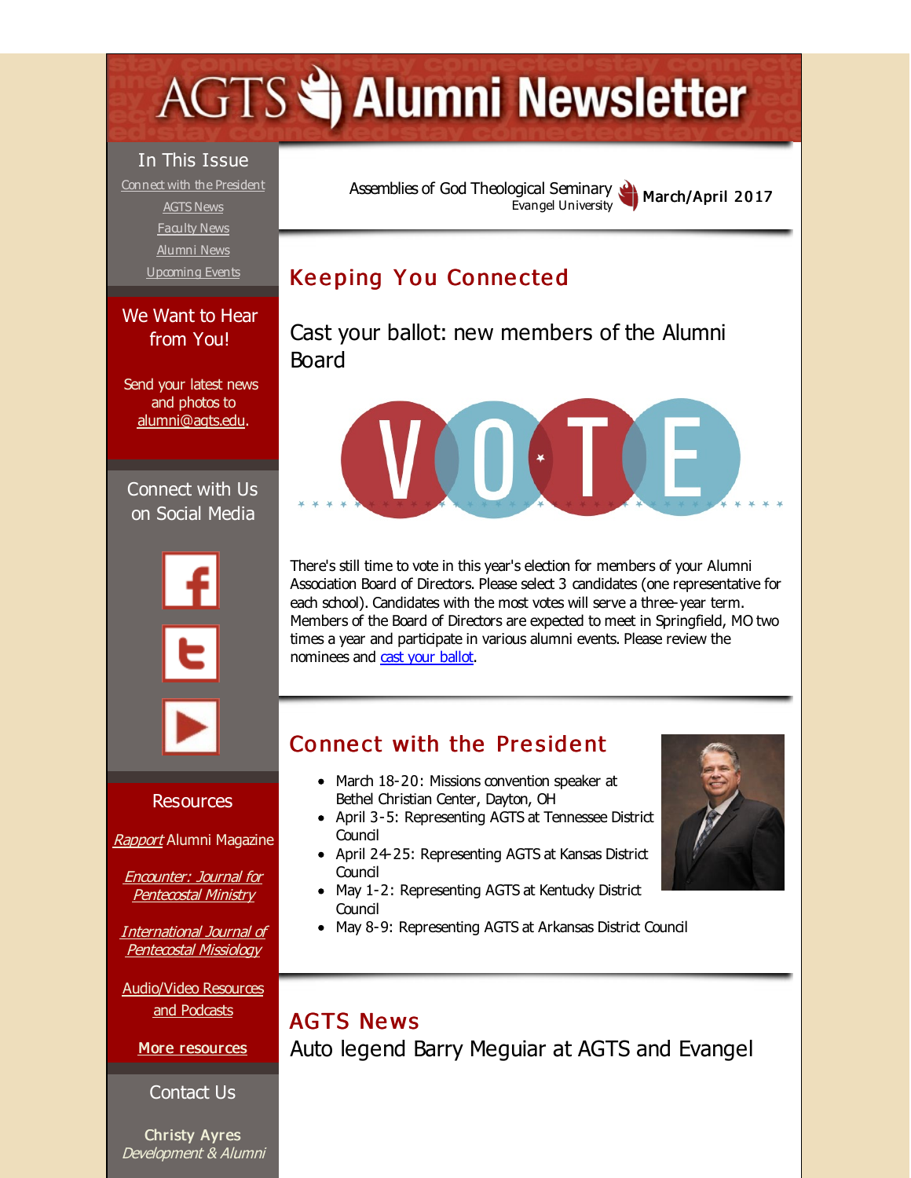# AGTS Alumni Newsletter

## In This Issue

Connect with the President
AGTS News
Faculty News
Alumni News
Upcoming Events

## We Want to Hear from You!

Send your latest news and photos to alumni@agts.edu.

## Connect with Us on Social Media

## Resources

*Rapport* Alumni Magazine

*Encounter: Journal for Pentecostal Ministry*

*International Journal of Pentecostal Missiology*

Audio/Video Resources and Podcasts

**More resources**

## Contact Us

**Christy Ayres**
*Development & Alumni*

---

Assemblies of God Theological Seminary
Evangel University

**March/April 2017**

## Keeping You Connected

### Cast your ballot: new members of the Alumni Board

There's still time to vote in this year's election for members of your Alumni Association Board of Directors. Please select 3 candidates (one representative for each school). Candidates with the most votes will serve a three-year term. Members of the Board of Directors are expected to meet in Springfield, MO two times a year and participate in various alumni events. Please review the nominees and cast your ballot.

## Connect with the President

- March 18-20: Missions convention speaker at Bethel Christian Center, Dayton, OH
- April 3-5: Representing AGTS at Tennessee District Council
- April 24-25: Representing AGTS at Kansas District Council
- May 1-2: Representing AGTS at Kentucky District Council
- May 8-9: Representing AGTS at Arkansas District Council

## AGTS News

### Auto legend Barry Meguiar at AGTS and Evangel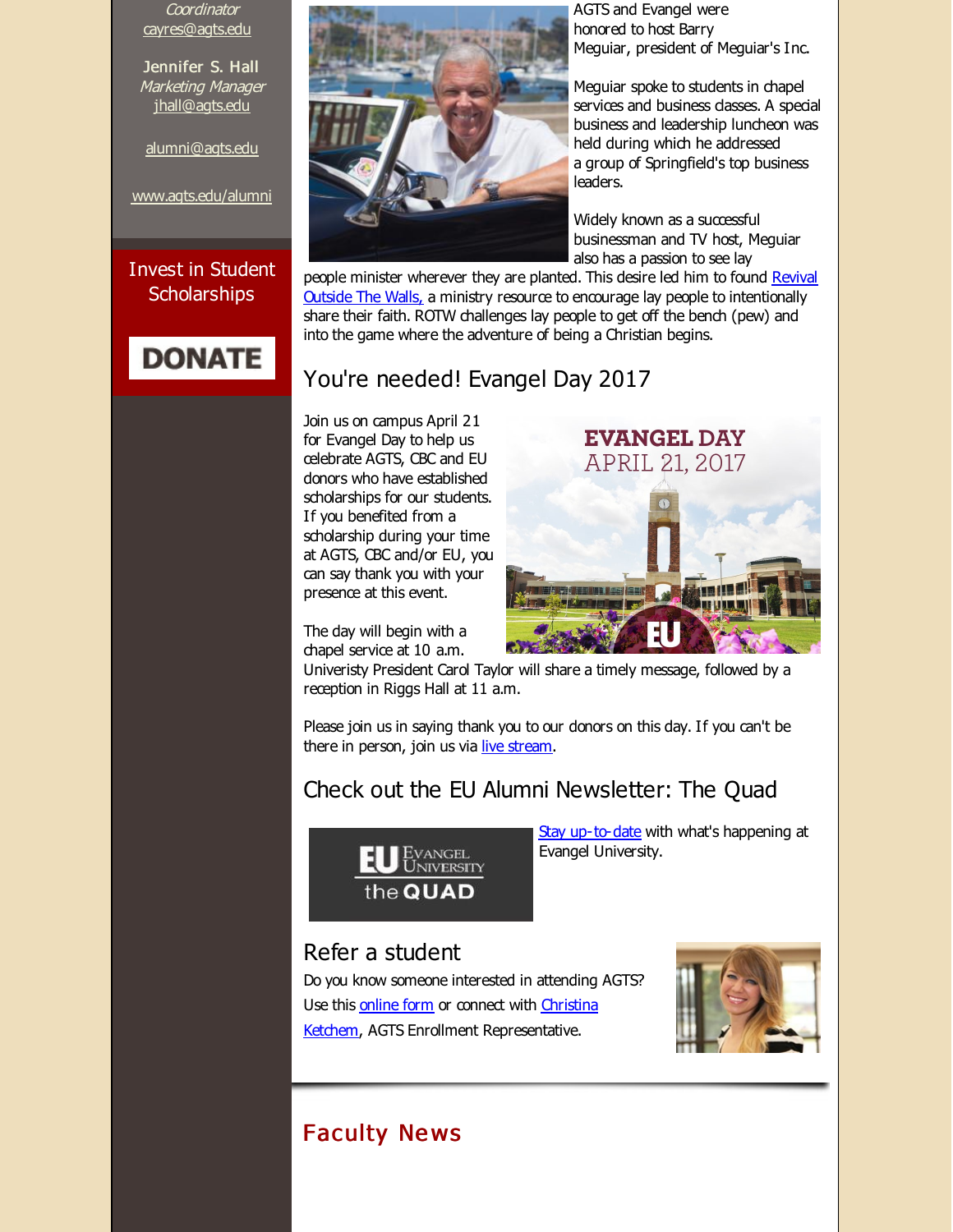*Coordinator*
cayres@agts.edu

Jennifer S. Hall
*Marketing Manager*
jhall@agts.edu

alumni@agts.edu

www.agts.edu/alumni

Invest in Student Scholarships

DONATE

AGTS and Evangel were honored to host Barry Meguiar, president of Meguiar's Inc.

Meguiar spoke to students in chapel services and business classes. A special business and leadership luncheon was held during which he addressed a group of Springfield's top business leaders.

Widely known as a successful businessman and TV host, Meguiar also has a passion to see lay people minister wherever they are planted. This desire led him to found Revival Outside The Walls, a ministry resource to encourage lay people to intentionally share their faith. ROTW challenges lay people to get off the bench (pew) and into the game where the adventure of being a Christian begins.

## You're needed! Evangel Day 2017

Join us on campus April 21 for Evangel Day to help us celebrate AGTS, CBC and EU donors who have established scholarships for our students. If you benefited from a scholarship during your time at AGTS, CBC and/or EU, you can say thank you with your presence at this event.

The day will begin with a chapel service at 10 a.m. Univeristy President Carol Taylor will share a timely message, followed by a reception in Riggs Hall at 11 a.m.

Please join us in saying thank you to our donors on this day. If you can't be there in person, join us via live stream.

## Check out the EU Alumni Newsletter: The Quad

Stay up-to-date with what's happening at Evangel University.

## Refer a student

Do you know someone interested in attending AGTS? Use this online form or connect with Christina Ketchem, AGTS Enrollment Representative.

## Faculty News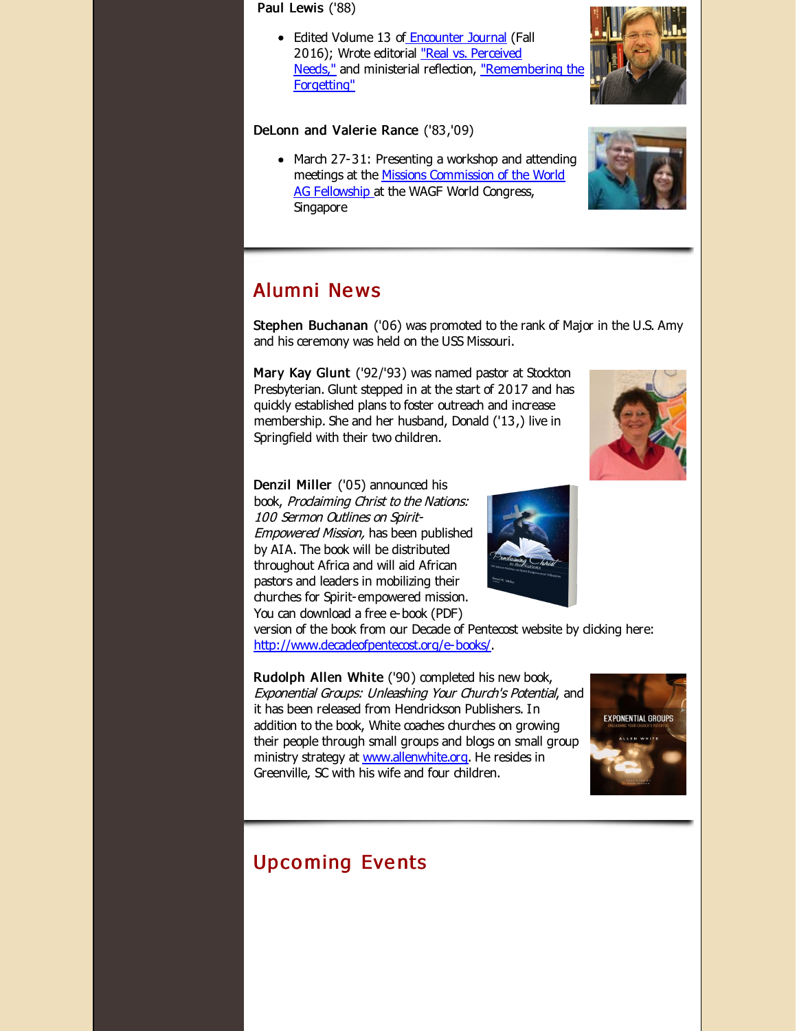**Paul Lewis** ('88)

- Edited Volume 13 of Encounter Journal (Fall 2016); Wrote editorial "Real vs. Perceived Needs," and ministerial reflection, "Remembering the Forgetting"

**DeLonn and Valerie Rance** ('83,'09)

- March 27-31: Presenting a workshop and attending meetings at the Missions Commission of the World AG Fellowship at the WAGF World Congress, Singapore

## Alumni News

**Stephen Buchanan** ('06) was promoted to the rank of Major in the U.S. Amy and his ceremony was held on the USS Missouri.

**Mary Kay Glunt** ('92/'93) was named pastor at Stockton Presbyterian. Glunt stepped in at the start of 2017 and has quickly established plans to foster outreach and increase membership. She and her husband, Donald ('13,) live in Springfield with their two children.

**Denzil Miller** ('05) announced his book, *Proclaiming Christ to the Nations: 100 Sermon Outlines on Spirit-Empowered Mission,* has been published by AIA. The book will be distributed throughout Africa and will aid African pastors and leaders in mobilizing their churches for Spirit-empowered mission. You can download a free e-book (PDF) version of the book from our Decade of Pentecost website by clicking here: http://www.decadeofpentecost.org/e-books/.

**Rudolph Allen White** ('90) completed his new book, *Exponential Groups: Unleashing Your Church's Potential*, and it has been released from Hendrickson Publishers. In addition to the book, White coaches churches on growing their people through small groups and blogs on small group ministry strategy at www.allenwhite.org. He resides in Greenville, SC with his wife and four children.

## Upcoming Events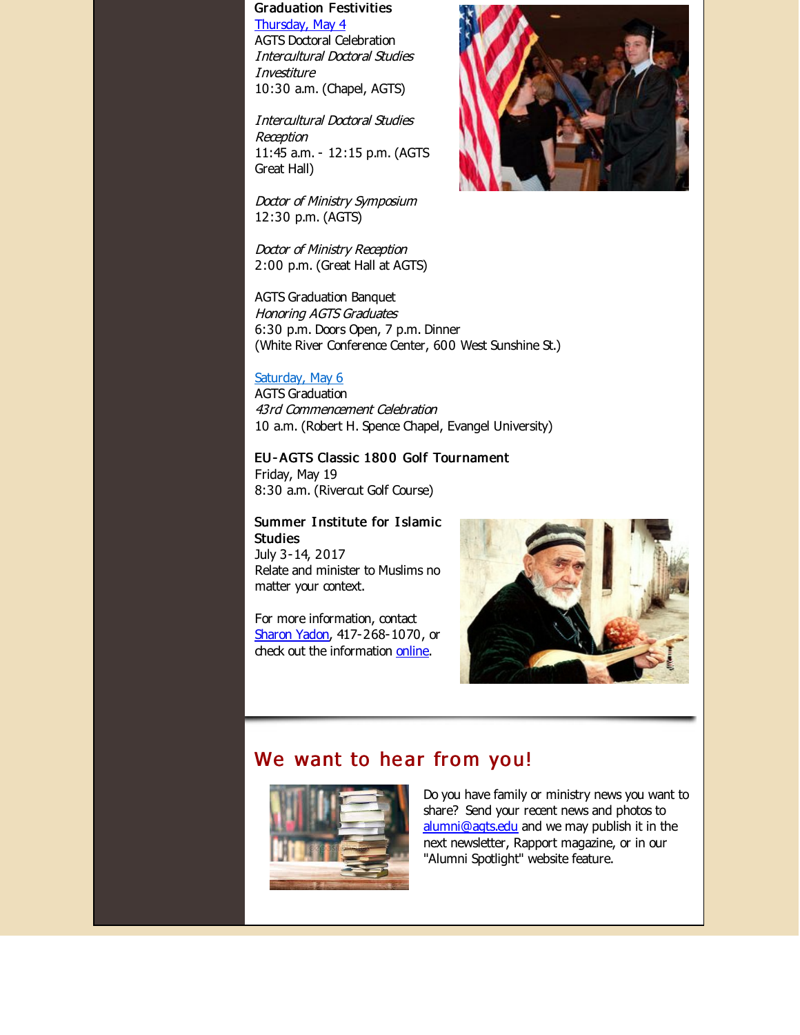**Graduation Festivities**

Thursday, May 4

AGTS Doctoral Celebration
*Intercultural Doctoral Studies Investiture*
10:30 a.m. (Chapel, AGTS)

*Intercultural Doctoral Studies Reception*
11:45 a.m. - 12:15 p.m. (AGTS Great Hall)

*Doctor of Ministry Symposium*
12:30 p.m. (AGTS)

*Doctor of Ministry Reception*
2:00 p.m. (Great Hall at AGTS)

AGTS Graduation Banquet
*Honoring AGTS Graduates*
6:30 p.m. Doors Open, 7 p.m. Dinner
(White River Conference Center, 600 West Sunshine St.)

Saturday, May 6

AGTS Graduation
*43rd Commencement Celebration*
10 a.m. (Robert H. Spence Chapel, Evangel University)

**EU-AGTS Classic 1800 Golf Tournament**
Friday, May 19
8:30 a.m. (Rivercut Golf Course)

**Summer Institute for Islamic Studies**
July 3-14, 2017
Relate and minister to Muslims no matter your context.

For more information, contact Sharon Yadon, 417-268-1070, or check out the information online.

## We want to hear from you!

Do you have family or ministry news you want to share? Send your recent news and photos to alumni@agts.edu and we may publish it in the next newsletter, Rapport magazine, or in our "Alumni Spotlight" website feature.